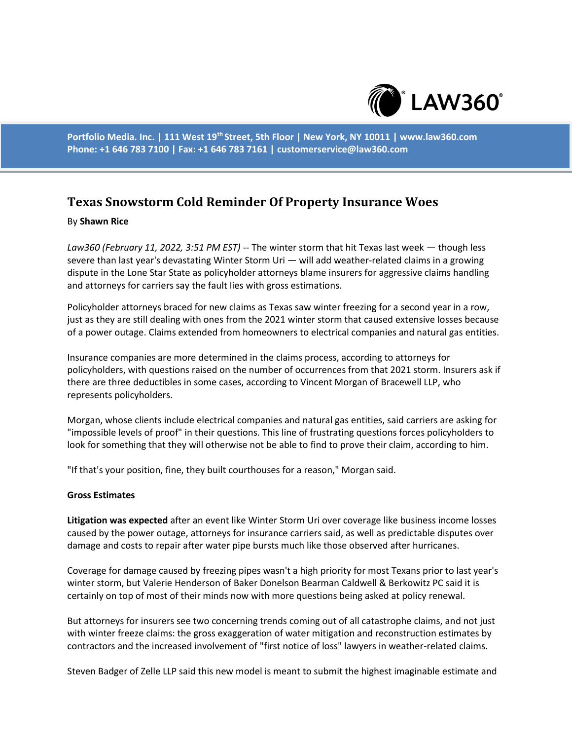Portfolio Media. Inc. | 111 West 19th Street, 5th Floor | New York, NY 10011 | www.law360.com
Phone: +1 646 783 7100 | Fax: +1 646 783 7161 | customerservice@law360.com

# Texas Snowstorm Cold Reminder Of Property Insurance Woes

By **Shawn Rice**

*Law360 (February 11, 2022, 3:51 PM EST)* -- The winter storm that hit Texas last week — though less severe than last year's devastating Winter Storm Uri — will add weather-related claims in a growing dispute in the Lone Star State as policyholder attorneys blame insurers for aggressive claims handling and attorneys for carriers say the fault lies with gross estimations.

Policyholder attorneys braced for new claims as Texas saw winter freezing for a second year in a row, just as they are still dealing with ones from the 2021 winter storm that caused extensive losses because of a power outage. Claims extended from homeowners to electrical companies and natural gas entities.

Insurance companies are more determined in the claims process, according to attorneys for policyholders, with questions raised on the number of occurrences from that 2021 storm. Insurers ask if there are three deductibles in some cases, according to Vincent Morgan of Bracewell LLP, who represents policyholders.

Morgan, whose clients include electrical companies and natural gas entities, said carriers are asking for "impossible levels of proof" in their questions. This line of frustrating questions forces policyholders to look for something that they will otherwise not be able to find to prove their claim, according to him.

"If that's your position, fine, they built courthouses for a reason," Morgan said.

**Gross Estimates**

**Litigation was expected** after an event like Winter Storm Uri over coverage like business income losses caused by the power outage, attorneys for insurance carriers said, as well as predictable disputes over damage and costs to repair after water pipe bursts much like those observed after hurricanes.

Coverage for damage caused by freezing pipes wasn't a high priority for most Texans prior to last year's winter storm, but Valerie Henderson of Baker Donelson Bearman Caldwell & Berkowitz PC said it is certainly on top of most of their minds now with more questions being asked at policy renewal.

But attorneys for insurers see two concerning trends coming out of all catastrophe claims, and not just with winter freeze claims: the gross exaggeration of water mitigation and reconstruction estimates by contractors and the increased involvement of "first notice of loss" lawyers in weather-related claims.

Steven Badger of Zelle LLP said this new model is meant to submit the highest imaginable estimate and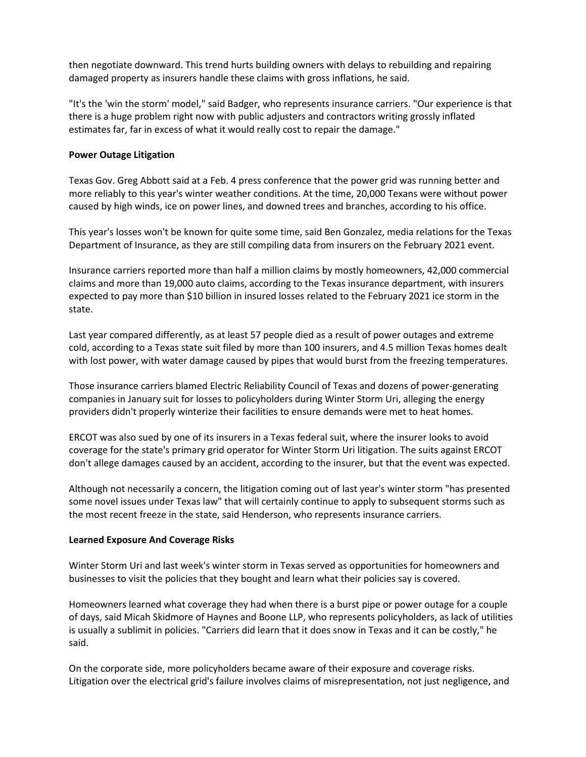then negotiate downward. This trend hurts building owners with delays to rebuilding and repairing damaged property as insurers handle these claims with gross inflations, he said.

"It's the 'win the storm' model," said Badger, who represents insurance carriers. "Our experience is that there is a huge problem right now with public adjusters and contractors writing grossly inflated estimates far, far in excess of what it would really cost to repair the damage."

**Power Outage Litigation**

Texas Gov. Greg Abbott said at a Feb. 4 press conference that the power grid was running better and more reliably to this year's winter weather conditions. At the time, 20,000 Texans were without power caused by high winds, ice on power lines, and downed trees and branches, according to his office.

This year's losses won't be known for quite some time, said Ben Gonzalez, media relations for the Texas Department of Insurance, as they are still compiling data from insurers on the February 2021 event.

Insurance carriers reported more than half a million claims by mostly homeowners, 42,000 commercial claims and more than 19,000 auto claims, according to the Texas insurance department, with insurers expected to pay more than $10 billion in insured losses related to the February 2021 ice storm in the state.

Last year compared differently, as at least 57 people died as a result of power outages and extreme cold, according to a Texas state suit filed by more than 100 insurers, and 4.5 million Texas homes dealt with lost power, with water damage caused by pipes that would burst from the freezing temperatures.

Those insurance carriers blamed Electric Reliability Council of Texas and dozens of power-generating companies in January suit for losses to policyholders during Winter Storm Uri, alleging the energy providers didn't properly winterize their facilities to ensure demands were met to heat homes.

ERCOT was also sued by one of its insurers in a Texas federal suit, where the insurer looks to avoid coverage for the state's primary grid operator for Winter Storm Uri litigation. The suits against ERCOT don't allege damages caused by an accident, according to the insurer, but that the event was expected.

Although not necessarily a concern, the litigation coming out of last year's winter storm "has presented some novel issues under Texas law" that will certainly continue to apply to subsequent storms such as the most recent freeze in the state, said Henderson, who represents insurance carriers.

**Learned Exposure And Coverage Risks**

Winter Storm Uri and last week's winter storm in Texas served as opportunities for homeowners and businesses to visit the policies that they bought and learn what their policies say is covered.

Homeowners learned what coverage they had when there is a burst pipe or power outage for a couple of days, said Micah Skidmore of Haynes and Boone LLP, who represents policyholders, as lack of utilities is usually a sublimit in policies. "Carriers did learn that it does snow in Texas and it can be costly," he said.

On the corporate side, more policyholders became aware of their exposure and coverage risks. Litigation over the electrical grid's failure involves claims of misrepresentation, not just negligence, and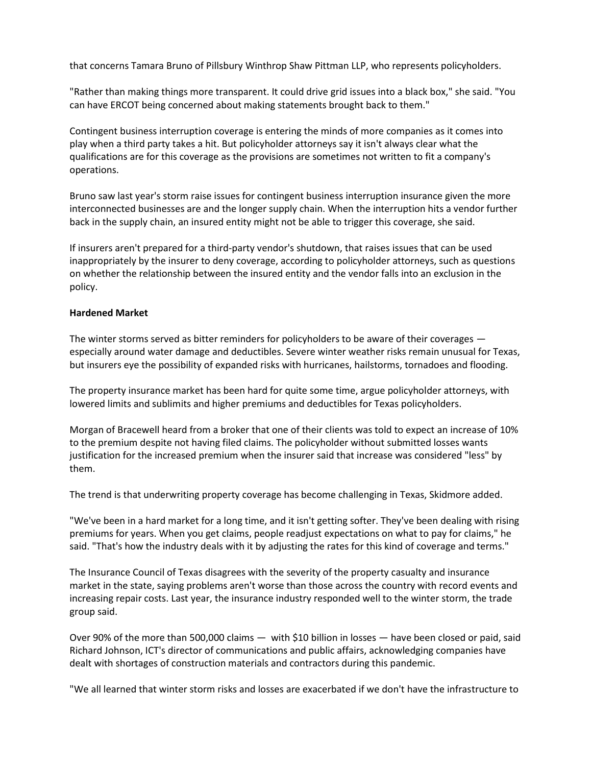that concerns Tamara Bruno of Pillsbury Winthrop Shaw Pittman LLP, who represents policyholders.

"Rather than making things more transparent. It could drive grid issues into a black box," she said. "You can have ERCOT being concerned about making statements brought back to them."

Contingent business interruption coverage is entering the minds of more companies as it comes into play when a third party takes a hit. But policyholder attorneys say it isn't always clear what the qualifications are for this coverage as the provisions are sometimes not written to fit a company's operations.

Bruno saw last year's storm raise issues for contingent business interruption insurance given the more interconnected businesses are and the longer supply chain. When the interruption hits a vendor further back in the supply chain, an insured entity might not be able to trigger this coverage, she said.

If insurers aren't prepared for a third-party vendor's shutdown, that raises issues that can be used inappropriately by the insurer to deny coverage, according to policyholder attorneys, such as questions on whether the relationship between the insured entity and the vendor falls into an exclusion in the policy.

**Hardened Market**

The winter storms served as bitter reminders for policyholders to be aware of their coverages — especially around water damage and deductibles. Severe winter weather risks remain unusual for Texas, but insurers eye the possibility of expanded risks with hurricanes, hailstorms, tornadoes and flooding.

The property insurance market has been hard for quite some time, argue policyholder attorneys, with lowered limits and sublimits and higher premiums and deductibles for Texas policyholders.

Morgan of Bracewell heard from a broker that one of their clients was told to expect an increase of 10% to the premium despite not having filed claims. The policyholder without submitted losses wants justification for the increased premium when the insurer said that increase was considered "less" by them.

The trend is that underwriting property coverage has become challenging in Texas, Skidmore added.

"We've been in a hard market for a long time, and it isn't getting softer. They've been dealing with rising premiums for years. When you get claims, people readjust expectations on what to pay for claims," he said. "That's how the industry deals with it by adjusting the rates for this kind of coverage and terms."

The Insurance Council of Texas disagrees with the severity of the property casualty and insurance market in the state, saying problems aren't worse than those across the country with record events and increasing repair costs. Last year, the insurance industry responded well to the winter storm, the trade group said.

Over 90% of the more than 500,000 claims — with $10 billion in losses — have been closed or paid, said Richard Johnson, ICT's director of communications and public affairs, acknowledging companies have dealt with shortages of construction materials and contractors during this pandemic.

"We all learned that winter storm risks and losses are exacerbated if we don't have the infrastructure to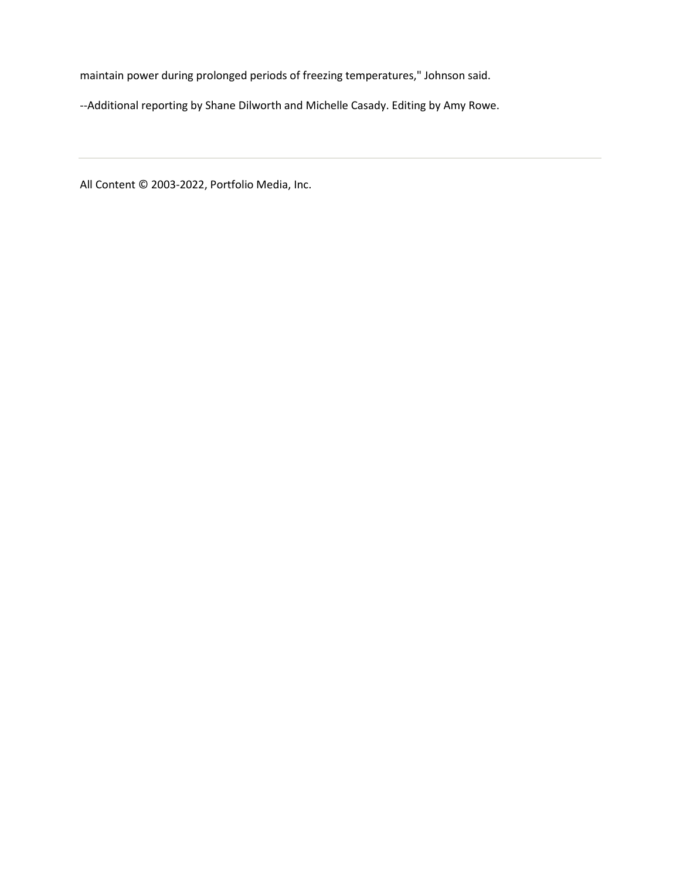maintain power during prolonged periods of freezing temperatures," Johnson said.

--Additional reporting by Shane Dilworth and Michelle Casady. Editing by Amy Rowe.

---

All Content © 2003-2022, Portfolio Media, Inc.